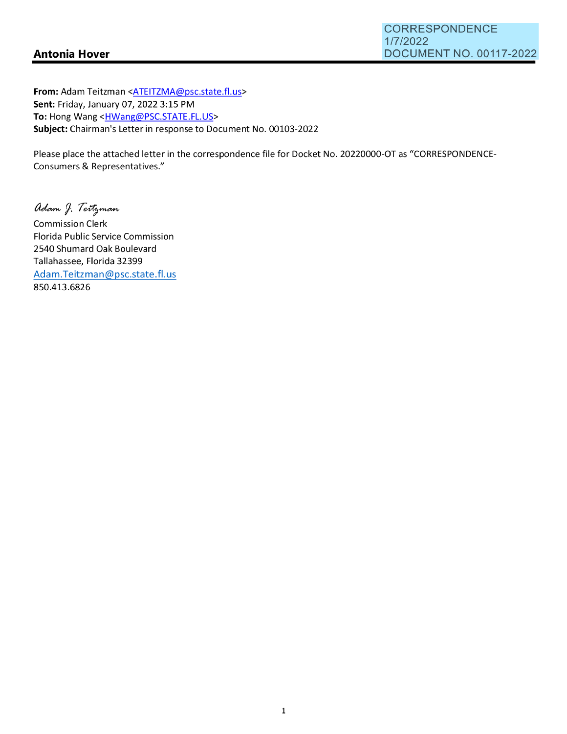CORRESPONDENCE
1/7/2022
DOCUMENT NO. 00117-2022

## Antonia Hover

**From:** Adam Teitzman <ATEITZMA@psc.state.fl.us>
**Sent:** Friday, January 07, 2022 3:15 PM
**To:** Hong Wang <HWang@PSC.STATE.FL.US>
**Subject:** Chairman's Letter in response to Document No. 00103-2022

Please place the attached letter in the correspondence file for Docket No. 20220000-OT as "CORRESPONDENCE-Consumers & Representatives."

*Adam J. Teitzman*
Commission Clerk
Florida Public Service Commission
2540 Shumard Oak Boulevard
Tallahassee, Florida 32399
Adam.Teitzman@psc.state.fl.us
850.413.6826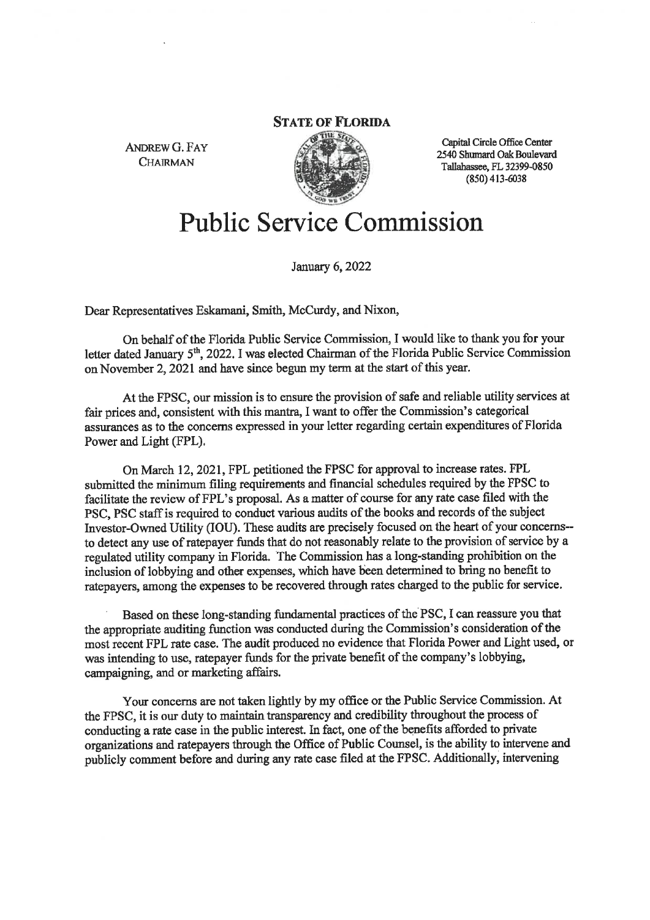**STATE OF FLORIDA**

ANDREW G. FAY
CHAIRMAN

Capital Circle Office Center
2540 Shumard Oak Boulevard
Tallahassee, FL 32399-0850
(850) 413-6038

# Public Service Commission

January 6, 2022

Dear Representatives Eskamani, Smith, McCurdy, and Nixon,

On behalf of the Florida Public Service Commission, I would like to thank you for your letter dated January 5th, 2022. I was elected Chairman of the Florida Public Service Commission on November 2, 2021 and have since begun my term at the start of this year.

At the FPSC, our mission is to ensure the provision of safe and reliable utility services at fair prices and, consistent with this mantra, I want to offer the Commission's categorical assurances as to the concerns expressed in your letter regarding certain expenditures of Florida Power and Light (FPL).

On March 12, 2021, FPL petitioned the FPSC for approval to increase rates. FPL submitted the minimum filing requirements and financial schedules required by the FPSC to facilitate the review of FPL's proposal. As a matter of course for any rate case filed with the PSC, PSC staff is required to conduct various audits of the books and records of the subject Investor-Owned Utility (IOU). These audits are precisely focused on the heart of your concerns--to detect any use of ratepayer funds that do not reasonably relate to the provision of service by a regulated utility company in Florida. The Commission has a long-standing prohibition on the inclusion of lobbying and other expenses, which have been determined to bring no benefit to ratepayers, among the expenses to be recovered through rates charged to the public for service.

Based on these long-standing fundamental practices of the PSC, I can reassure you that the appropriate auditing function was conducted during the Commission's consideration of the most recent FPL rate case. The audit produced no evidence that Florida Power and Light used, or was intending to use, ratepayer funds for the private benefit of the company's lobbying, campaigning, and or marketing affairs.

Your concerns are not taken lightly by my office or the Public Service Commission. At the FPSC, it is our duty to maintain transparency and credibility throughout the process of conducting a rate case in the public interest. In fact, one of the benefits afforded to private organizations and ratepayers through the Office of Public Counsel, is the ability to intervene and publicly comment before and during any rate case filed at the FPSC. Additionally, intervening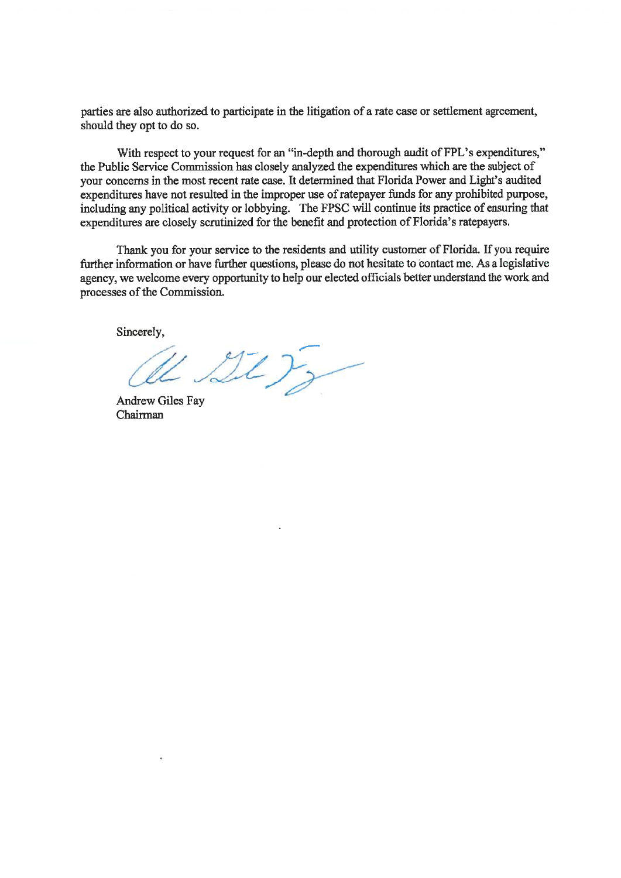parties are also authorized to participate in the litigation of a rate case or settlement agreement, should they opt to do so.

With respect to your request for an "in-depth and thorough audit of FPL's expenditures," the Public Service Commission has closely analyzed the expenditures which are the subject of your concerns in the most recent rate case. It determined that Florida Power and Light's audited expenditures have not resulted in the improper use of ratepayer funds for any prohibited purpose, including any political activity or lobbying. The FPSC will continue its practice of ensuring that expenditures are closely scrutinized for the benefit and protection of Florida's ratepayers.

Thank you for your service to the residents and utility customer of Florida. If you require further information or have further questions, please do not hesitate to contact me. As a legislative agency, we welcome every opportunity to help our elected officials better understand the work and processes of the Commission.

Sincerely,

Andrew Giles Fay
Chairman